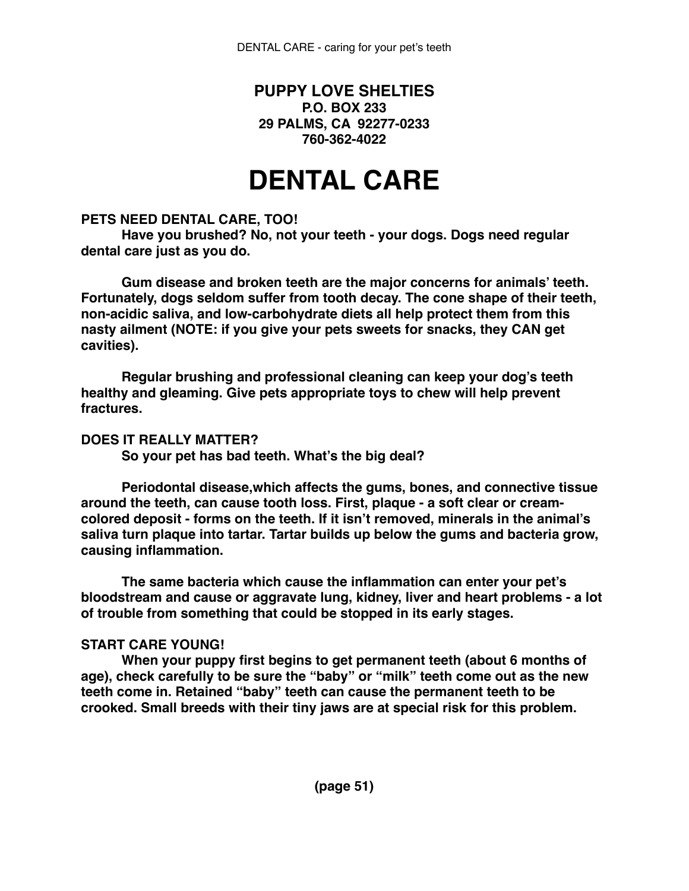**PUPPY LOVE SHELTIES**
**P.O. BOX 233**
**29 PALMS, CA 92277-0233**
**760-362-4022**

# DENTAL CARE

**PETS NEED DENTAL CARE, TOO!**

**Have you brushed? No, not your teeth - your dogs. Dogs need regular dental care just as you do.**

**Gum disease and broken teeth are the major concerns for animals' teeth. Fortunately, dogs seldom suffer from tooth decay. The cone shape of their teeth, non-acidic saliva, and low-carbohydrate diets all help protect them from this nasty ailment (NOTE: if you give your pets sweets for snacks, they CAN get cavities).**

**Regular brushing and professional cleaning can keep your dog's teeth healthy and gleaming. Give pets appropriate toys to chew will help prevent fractures.**

**DOES IT REALLY MATTER?**

**So your pet has bad teeth. What's the big deal?**

**Periodontal disease,which affects the gums, bones, and connective tissue around the teeth, can cause tooth loss. First, plaque - a soft clear or cream-colored deposit - forms on the teeth. If it isn't removed, minerals in the animal's saliva turn plaque into tartar. Tartar builds up below the gums and bacteria grow, causing inflammation.**

**The same bacteria which cause the inflammation can enter your pet's bloodstream and cause or aggravate lung, kidney, liver and heart problems - a lot of trouble from something that could be stopped in its early stages.**

**START CARE YOUNG!**

**When your puppy first begins to get permanent teeth (about 6 months of age), check carefully to be sure the "baby" or "milk" teeth come out as the new teeth come in. Retained "baby" teeth can cause the permanent teeth to be crooked. Small breeds with their tiny jaws are at special risk for this problem.**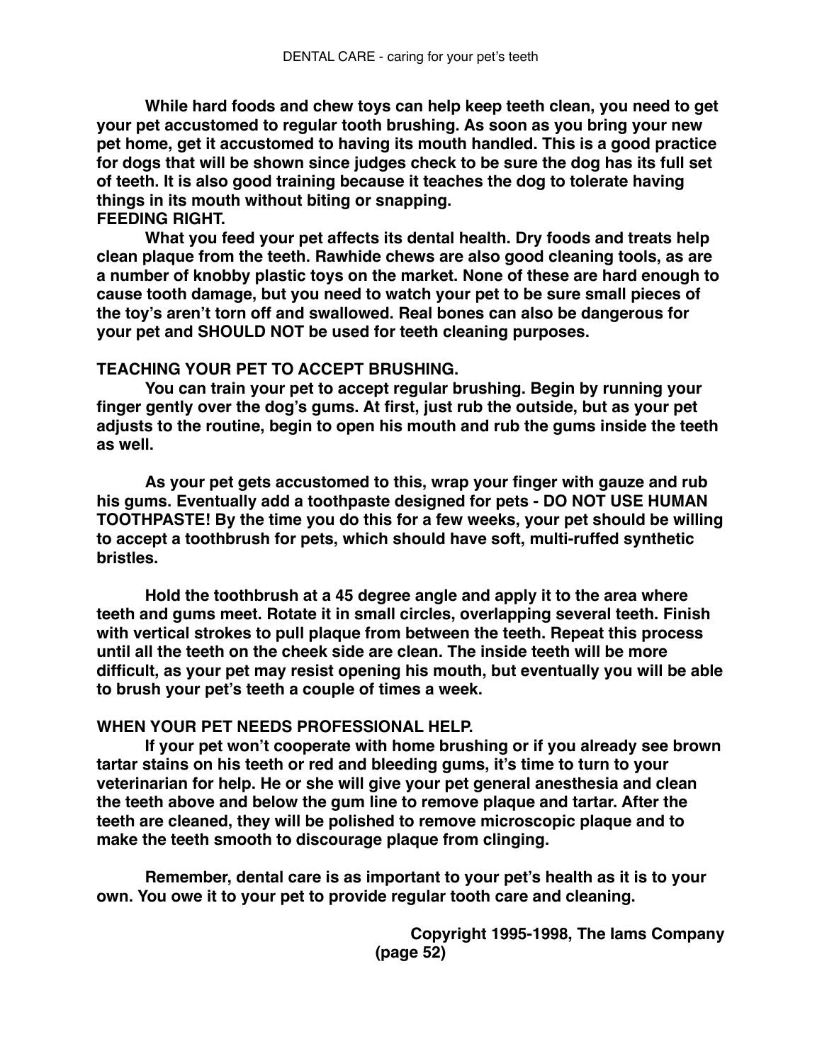**While hard foods and chew toys can help keep teeth clean, you need to get your pet accustomed to regular tooth brushing. As soon as you bring your new pet home, get it accustomed to having its mouth handled. This is a good practice for dogs that will be shown since judges check to be sure the dog has its full set of teeth. It is also good training because it teaches the dog to tolerate having things in its mouth without biting or snapping.**

**FEEDING RIGHT.**

**What you feed your pet affects its dental health. Dry foods and treats help clean plaque from the teeth. Rawhide chews are also good cleaning tools, as are a number of knobby plastic toys on the market. None of these are hard enough to cause tooth damage, but you need to watch your pet to be sure small pieces of the toy's aren't torn off and swallowed. Real bones can also be dangerous for your pet and SHOULD NOT be used for teeth cleaning purposes.**

**TEACHING YOUR PET TO ACCEPT BRUSHING.**

**You can train your pet to accept regular brushing. Begin by running your finger gently over the dog's gums. At first, just rub the outside, but as your pet adjusts to the routine, begin to open his mouth and rub the gums inside the teeth as well.**

**As your pet gets accustomed to this, wrap your finger with gauze and rub his gums. Eventually add a toothpaste designed for pets - DO NOT USE HUMAN TOOTHPASTE! By the time you do this for a few weeks, your pet should be willing to accept a toothbrush for pets, which should have soft, multi-ruffed synthetic bristles.**

**Hold the toothbrush at a 45 degree angle and apply it to the area where teeth and gums meet. Rotate it in small circles, overlapping several teeth. Finish with vertical strokes to pull plaque from between the teeth. Repeat this process until all the teeth on the cheek side are clean. The inside teeth will be more difficult, as your pet may resist opening his mouth, but eventually you will be able to brush your pet's teeth a couple of times a week.**

**WHEN YOUR PET NEEDS PROFESSIONAL HELP.**

**If your pet won't cooperate with home brushing or if you already see brown tartar stains on his teeth or red and bleeding gums, it's time to turn to your veterinarian for help. He or she will give your pet general anesthesia and clean the teeth above and below the gum line to remove plaque and tartar. After the teeth are cleaned, they will be polished to remove microscopic plaque and to make the teeth smooth to discourage plaque from clinging.**

**Remember, dental care is as important to your pet's health as it is to your own. You owe it to your pet to provide regular tooth care and cleaning.**

**Copyright 1995-1998, The Iams Company**
**(page 52)**